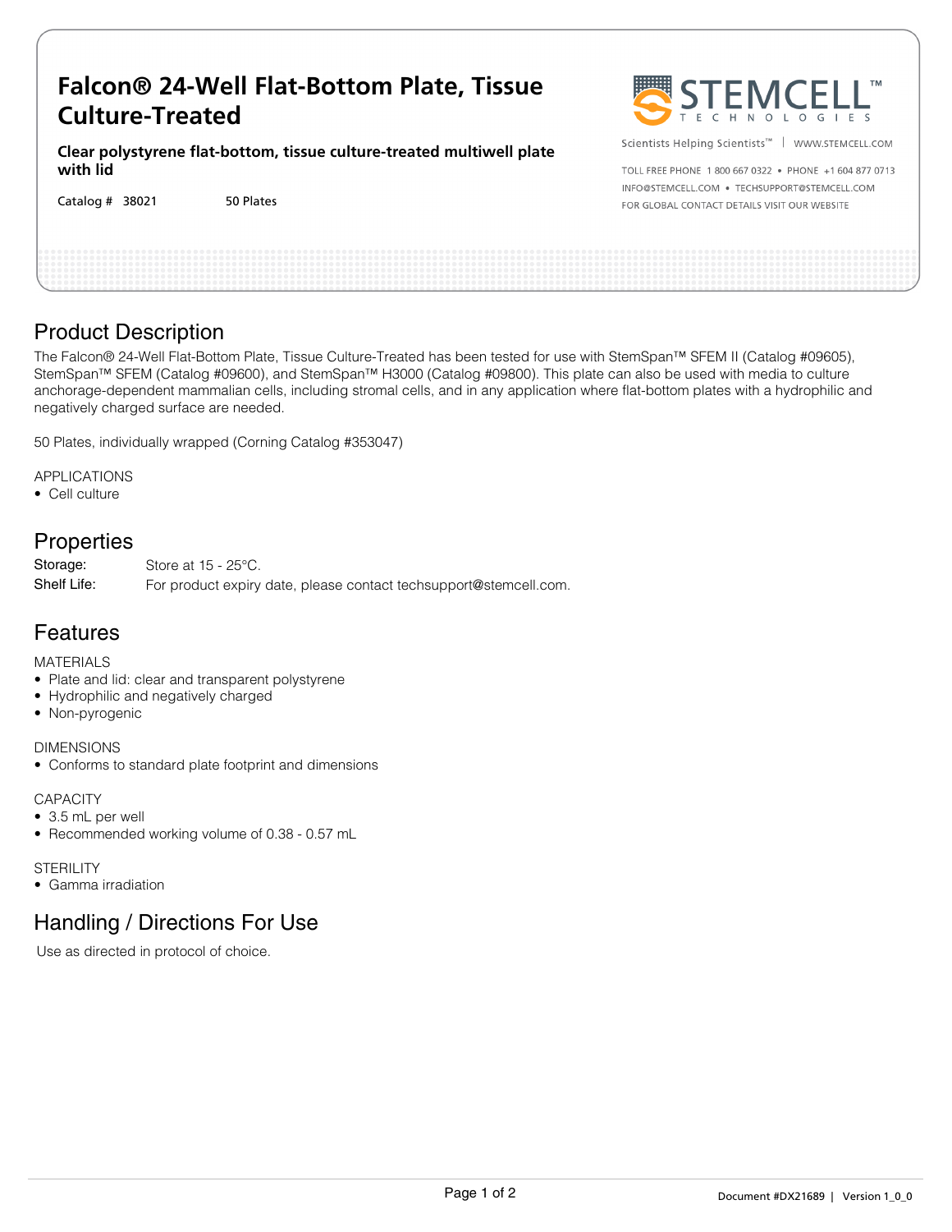# Falcon® 24-Well Flat-Bottom Plate, Tissue Culture-Treated

**Clear polystyrene flat-bottom, tissue culture-treated multiwell plate with lid**

Catalog # 38021 | 50 Plates

STEMCELL TECHNOLOGIES

Scientists Helping Scientists™ | WWW.STEMCELL.COM

TOLL FREE PHONE 1 800 667 0322 • PHONE +1 604 877 0713

INFO@STEMCELL.COM • TECHSUPPORT@STEMCELL.COM

FOR GLOBAL CONTACT DETAILS VISIT OUR WEBSITE

## Product Description

The Falcon® 24-Well Flat-Bottom Plate, Tissue Culture-Treated has been tested for use with StemSpan™ SFEM II (Catalog #09605), StemSpan™ SFEM (Catalog #09600), and StemSpan™ H3000 (Catalog #09800). This plate can also be used with media to culture anchorage-dependent mammalian cells, including stromal cells, and in any application where flat-bottom plates with a hydrophilic and negatively charged surface are needed.

50 Plates, individually wrapped (Corning Catalog #353047)

APPLICATIONS
- Cell culture

## Properties

| | |
|---|---|
| Storage: | Store at 15 - 25°C. |
| Shelf Life: | For product expiry date, please contact techsupport@stemcell.com. |

## Features

MATERIALS
- Plate and lid: clear and transparent polystyrene
- Hydrophilic and negatively charged
- Non-pyrogenic

DIMENSIONS
- Conforms to standard plate footprint and dimensions

CAPACITY
- 3.5 mL per well
- Recommended working volume of 0.38 - 0.57 mL

STERILITY
- Gamma irradiation

## Handling / Directions For Use

Use as directed in protocol of choice.

Document #DX21689 | Version 1_0_0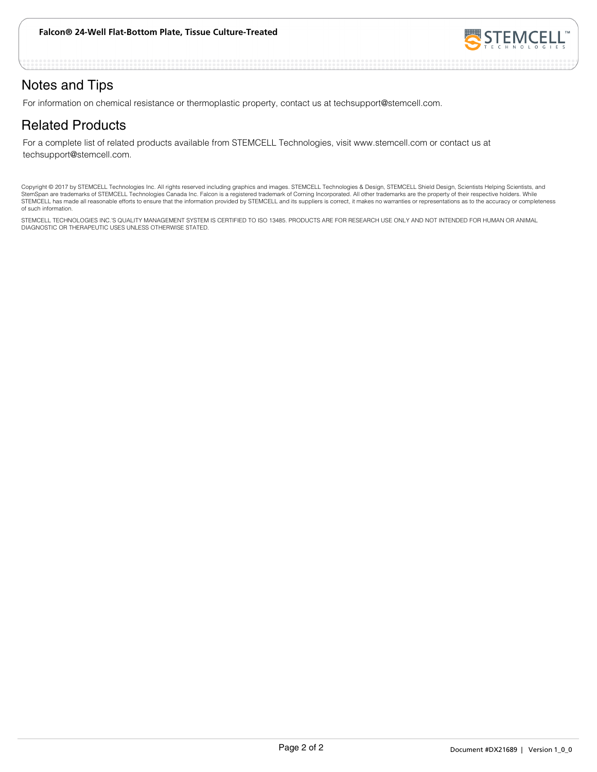## Notes and Tips

For information on chemical resistance or thermoplastic property, contact us at techsupport@stemcell.com.

## Related Products

For a complete list of related products available from STEMCELL Technologies, visit www.stemcell.com or contact us at techsupport@stemcell.com.

Copyright © 2017 by STEMCELL Technologies Inc. All rights reserved including graphics and images. STEMCELL Technologies & Design, STEMCELL Shield Design, Scientists Helping Scientists, and StemSpan are trademarks of STEMCELL Technologies Canada Inc. Falcon is a registered trademark of Corning Incorporated. All other trademarks are the property of their respective holders. While STEMCELL has made all reasonable efforts to ensure that the information provided by STEMCELL and its suppliers is correct, it makes no warranties or representations as to the accuracy or completeness of such information.

STEMCELL TECHNOLOGIES INC.'S QUALITY MANAGEMENT SYSTEM IS CERTIFIED TO ISO 13485. PRODUCTS ARE FOR RESEARCH USE ONLY AND NOT INTENDED FOR HUMAN OR ANIMAL DIAGNOSTIC OR THERAPEUTIC USES UNLESS OTHERWISE STATED.